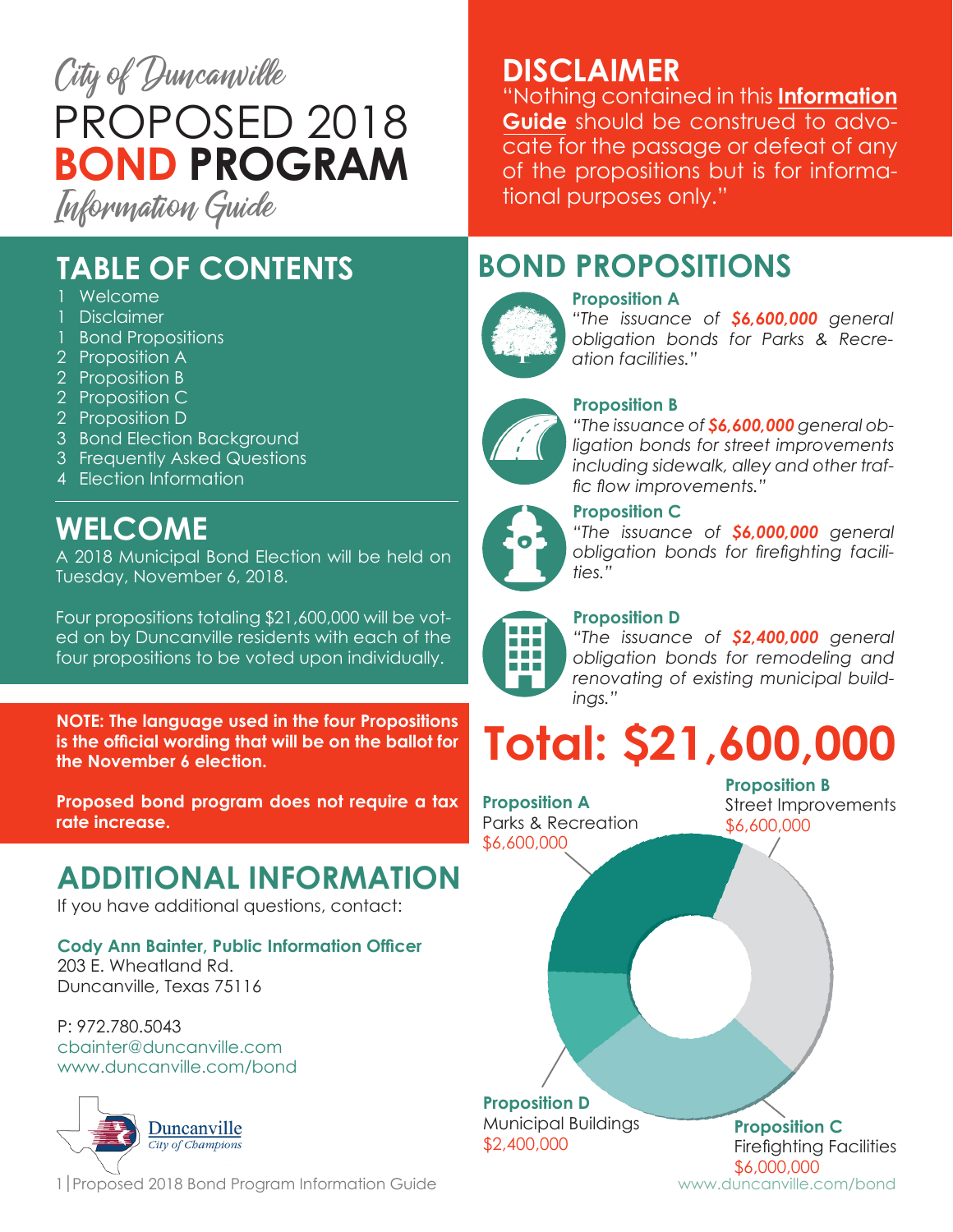# City of Duncanville PROPOSED 2018 BOND PROGRAM Information Guide

## DISCLAIMER

"Nothing contained in this **Information Guide** should be construed to advocate for the passage or defeat of any of the propositions but is for informational purposes only."

## TABLE OF CONTENTS

- 1 Welcome
- 1 Disclaimer
- 1 Bond Propositions
- 2 Proposition A
- 2 Proposition B
- 2 Proposition C
- 2 Proposition D
- 3 Bond Election Background
- 3 Frequently Asked Questions
- 4 Election Information

## WELCOME

A 2018 Municipal Bond Election will be held on Tuesday, November 6, 2018.

Four propositions totaling $21,600,000 will be voted on by Duncanville residents with each of the four propositions to be voted upon individually.

**NOTE: The language used in the four Propositions is the official wording that will be on the ballot for the November 6 election.**

**Proposed bond program does not require a tax rate increase.**

## BOND PROPOSITIONS

**Proposition A**
*"The issuance of **$6,600,000** general obligation bonds for Parks & Recreation facilities."*

**Proposition B**
*"The issuance of **$6,600,000** general obligation bonds for street improvements including sidewalk, alley and other traffic flow improvements."*

**Proposition C**
*"The issuance of **$6,000,000** general obligation bonds for firefighting facilities."*

**Proposition D**
*"The issuance of **$2,400,000** general obligation bonds for remodeling and renovating of existing municipal buildings."*

# Total: $21,600,000

- **Proposition A** – Parks & Recreation – $6,600,000
- **Proposition B** – Street Improvements – $6,600,000
- **Proposition C** – Firefighting Facilities – $6,000,000
- **Proposition D** – Municipal Buildings – $2,400,000

## ADDITIONAL INFORMATION

If you have additional questions, contact:

**Cody Ann Bainter, Public Information Officer**
203 E. Wheatland Rd.
Duncanville, Texas 75116

P: 972.780.5043
cbainter@duncanville.com
www.duncanville.com/bond

Duncanville
*City of Champions*

www.duncanville.com/bond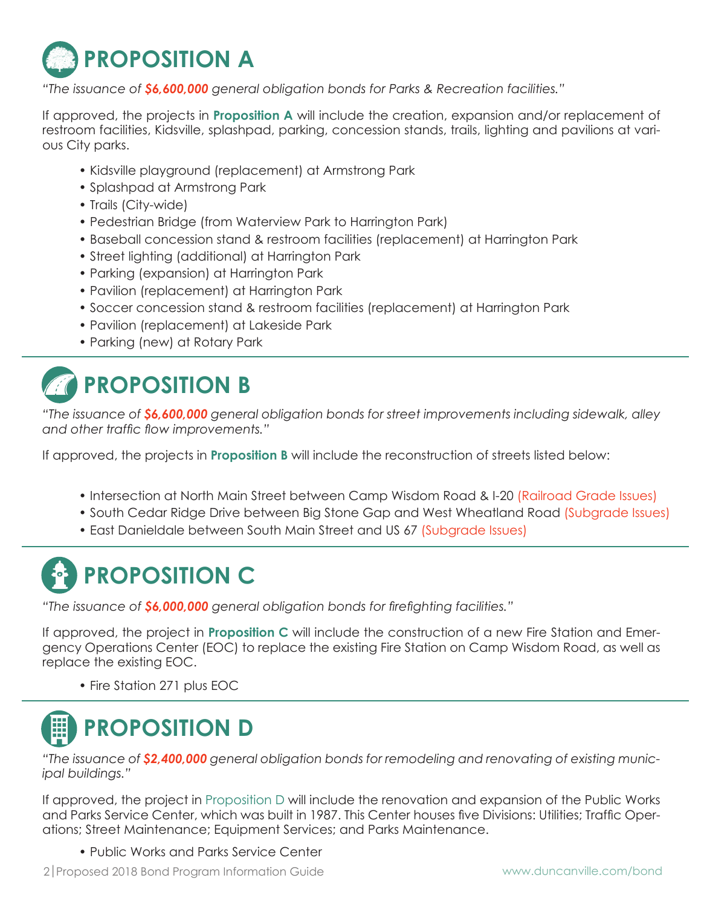# PROPOSITION A

*"The issuance of **$6,600,000** general obligation bonds for Parks & Recreation facilities."*

If approved, the projects in **Proposition A** will include the creation, expansion and/or replacement of restroom facilities, Kidsville, splashpad, parking, concession stands, trails, lighting and pavilions at various City parks.

- Kidsville playground (replacement) at Armstrong Park
- Splashpad at Armstrong Park
- Trails (City-wide)
- Pedestrian Bridge (from Waterview Park to Harrington Park)
- Baseball concession stand & restroom facilities (replacement) at Harrington Park
- Street lighting (additional) at Harrington Park
- Parking (expansion) at Harrington Park
- Pavilion (replacement) at Harrington Park
- Soccer concession stand & restroom facilities (replacement) at Harrington Park
- Pavilion (replacement) at Lakeside Park
- Parking (new) at Rotary Park

# PROPOSITION B

*"The issuance of **$6,600,000** general obligation bonds for street improvements including sidewalk, alley and other traffic flow improvements."*

If approved, the projects in **Proposition B** will include the reconstruction of streets listed below:

- Intersection at North Main Street between Camp Wisdom Road & I-20 (Railroad Grade Issues)
- South Cedar Ridge Drive between Big Stone Gap and West Wheatland Road (Subgrade Issues)
- East Danieldale between South Main Street and US 67 (Subgrade Issues)

# PROPOSITION C

*"The issuance of **$6,000,000** general obligation bonds for firefighting facilities."*

If approved, the project in **Proposition C** will include the construction of a new Fire Station and Emergency Operations Center (EOC) to replace the existing Fire Station on Camp Wisdom Road, as well as replace the existing EOC.

- Fire Station 271 plus EOC

# PROPOSITION D

*"The issuance of **$2,400,000** general obligation bonds for remodeling and renovating of existing municipal buildings."*

If approved, the project in Proposition D will include the renovation and expansion of the Public Works and Parks Service Center, which was built in 1987. This Center houses five Divisions: Utilities; Traffic Operations; Street Maintenance; Equipment Services; and Parks Maintenance.

- Public Works and Parks Service Center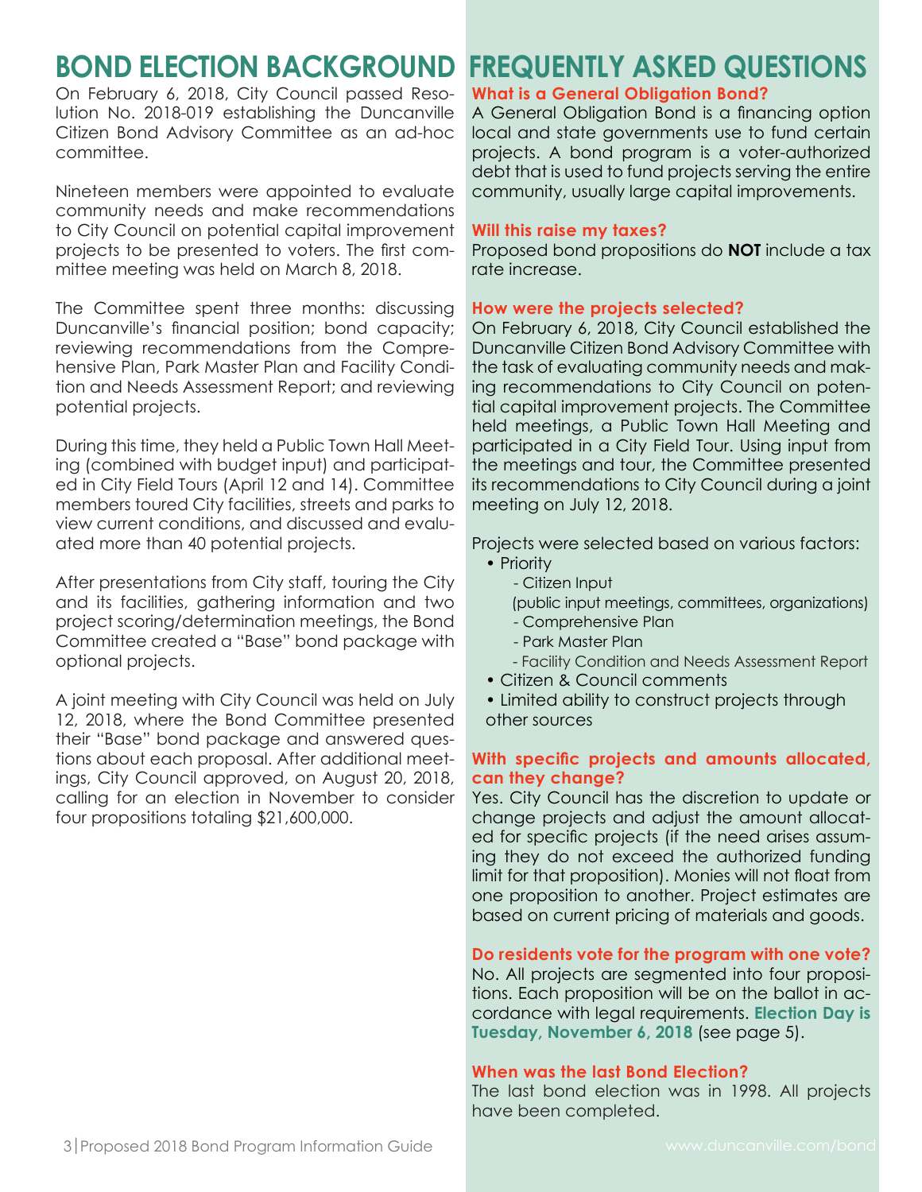# BOND ELECTION BACKGROUND

On February 6, 2018, City Council passed Resolution No. 2018-019 establishing the Duncanville Citizen Bond Advisory Committee as an ad-hoc committee.

Nineteen members were appointed to evaluate community needs and make recommendations to City Council on potential capital improvement projects to be presented to voters. The first committee meeting was held on March 8, 2018.

The Committee spent three months: discussing Duncanville's financial position; bond capacity; reviewing recommendations from the Comprehensive Plan, Park Master Plan and Facility Condition and Needs Assessment Report; and reviewing potential projects.

During this time, they held a Public Town Hall Meeting (combined with budget input) and participated in City Field Tours (April 12 and 14). Committee members toured City facilities, streets and parks to view current conditions, and discussed and evaluated more than 40 potential projects.

After presentations from City staff, touring the City and its facilities, gathering information and two project scoring/determination meetings, the Bond Committee created a "Base" bond package with optional projects.

A joint meeting with City Council was held on July 12, 2018, where the Bond Committee presented their "Base" bond package and answered questions about each proposal. After additional meetings, City Council approved, on August 20, 2018, calling for an election in November to consider four propositions totaling $21,600,000.

# FREQUENTLY ASKED QUESTIONS

### What is a General Obligation Bond?

A General Obligation Bond is a financing option local and state governments use to fund certain projects. A bond program is a voter-authorized debt that is used to fund projects serving the entire community, usually large capital improvements.

### Will this raise my taxes?

Proposed bond propositions do **NOT** include a tax rate increase.

### How were the projects selected?

On February 6, 2018, City Council established the Duncanville Citizen Bond Advisory Committee with the task of evaluating community needs and making recommendations to City Council on potential capital improvement projects. The Committee held meetings, a Public Town Hall Meeting and participated in a City Field Tour. Using input from the meetings and tour, the Committee presented its recommendations to City Council during a joint meeting on July 12, 2018.

Projects were selected based on various factors:

- Priority
  - Citizen Input (public input meetings, committees, organizations)
  - Comprehensive Plan
  - Park Master Plan
  - Facility Condition and Needs Assessment Report
- Citizen & Council comments
- Limited ability to construct projects through other sources

### With specific projects and amounts allocated, can they change?

Yes. City Council has the discretion to update or change projects and adjust the amount allocated for specific projects (if the need arises assuming they do not exceed the authorized funding limit for that proposition). Monies will not float from one proposition to another. Project estimates are based on current pricing of materials and goods.

### Do residents vote for the program with one vote?

No. All projects are segmented into four propositions. Each proposition will be on the ballot in accordance with legal requirements. **Election Day is Tuesday, November 6, 2018** (see page 5).

### When was the last Bond Election?

The last bond election was in 1998. All projects have been completed.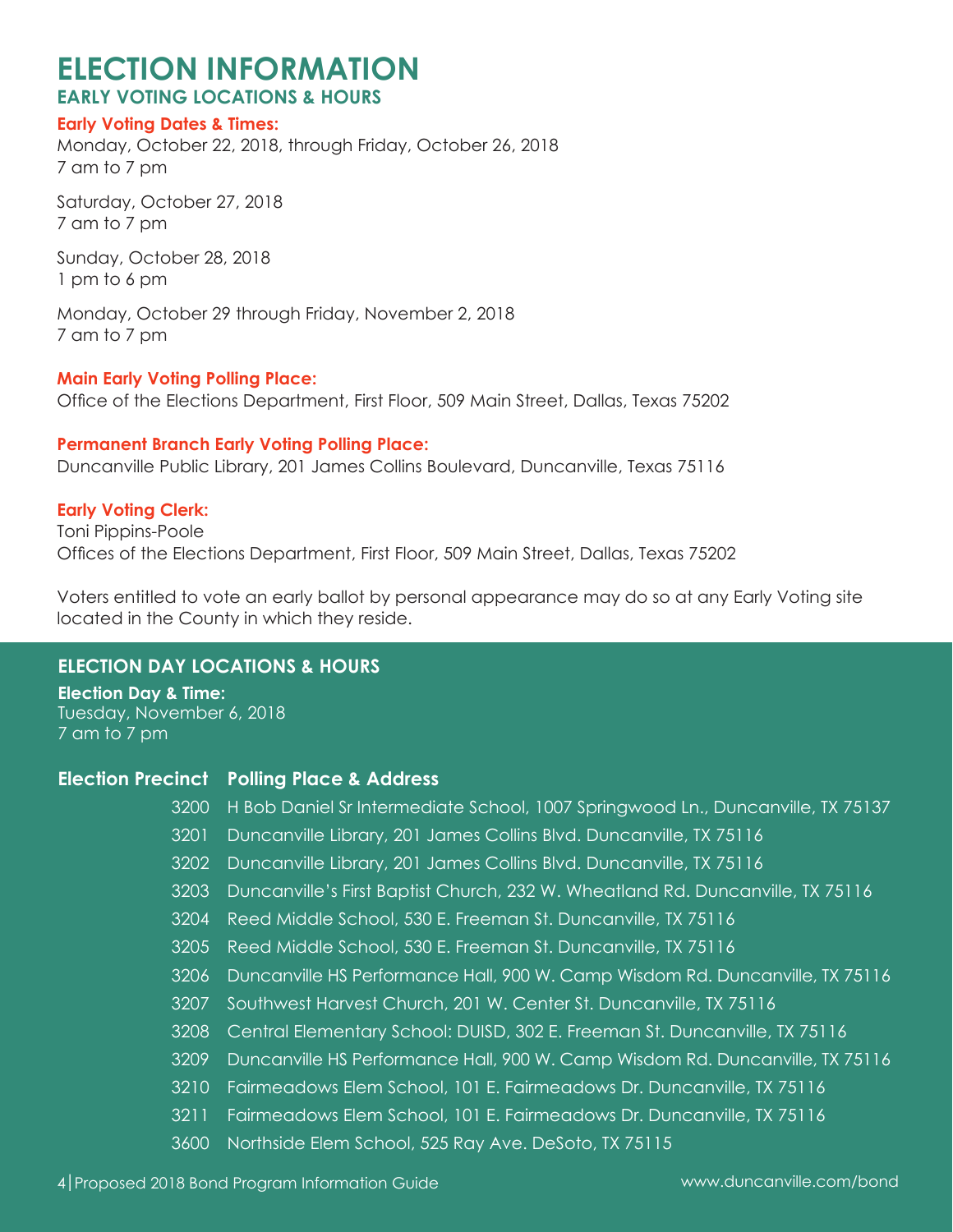# ELECTION INFORMATION

## EARLY VOTING LOCATIONS & HOURS

**Early Voting Dates & Times:**

Monday, October 22, 2018, through Friday, October 26, 2018
7 am to 7 pm

Saturday, October 27, 2018
7 am to 7 pm

Sunday, October 28, 2018
1 pm to 6 pm

Monday, October 29 through Friday, November 2, 2018
7 am to 7 pm

**Main Early Voting Polling Place:**
Office of the Elections Department, First Floor, 509 Main Street, Dallas, Texas 75202

**Permanent Branch Early Voting Polling Place:**
Duncanville Public Library, 201 James Collins Boulevard, Duncanville, Texas 75116

**Early Voting Clerk:**
Toni Pippins-Poole
Offices of the Elections Department, First Floor, 509 Main Street, Dallas, Texas 75202

Voters entitled to vote an early ballot by personal appearance may do so at any Early Voting site located in the County in which they reside.

## ELECTION DAY LOCATIONS & HOURS

**Election Day & Time:**
Tuesday, November 6, 2018
7 am to 7 pm

| Election Precinct | Polling Place & Address |
|---|---|
| 3200 | H Bob Daniel Sr Intermediate School, 1007 Springwood Ln., Duncanville, TX 75137 |
| 3201 | Duncanville Library, 201 James Collins Blvd. Duncanville, TX 75116 |
| 3202 | Duncanville Library, 201 James Collins Blvd. Duncanville, TX 75116 |
| 3203 | Duncanville's First Baptist Church, 232 W. Wheatland Rd. Duncanville, TX 75116 |
| 3204 | Reed Middle School, 530 E. Freeman St. Duncanville, TX 75116 |
| 3205 | Reed Middle School, 530 E. Freeman St. Duncanville, TX 75116 |
| 3206 | Duncanville HS Performance Hall, 900 W. Camp Wisdom Rd. Duncanville, TX 75116 |
| 3207 | Southwest Harvest Church, 201 W. Center St. Duncanville, TX 75116 |
| 3208 | Central Elementary School: DUISD, 302 E. Freeman St. Duncanville, TX 75116 |
| 3209 | Duncanville HS Performance Hall, 900 W. Camp Wisdom Rd. Duncanville, TX 75116 |
| 3210 | Fairmeadows Elem School, 101 E. Fairmeadows Dr. Duncanville, TX 75116 |
| 3211 | Fairmeadows Elem School, 101 E. Fairmeadows Dr. Duncanville, TX 75116 |
| 3600 | Northside Elem School, 525 Ray Ave. DeSoto, TX 75115 |